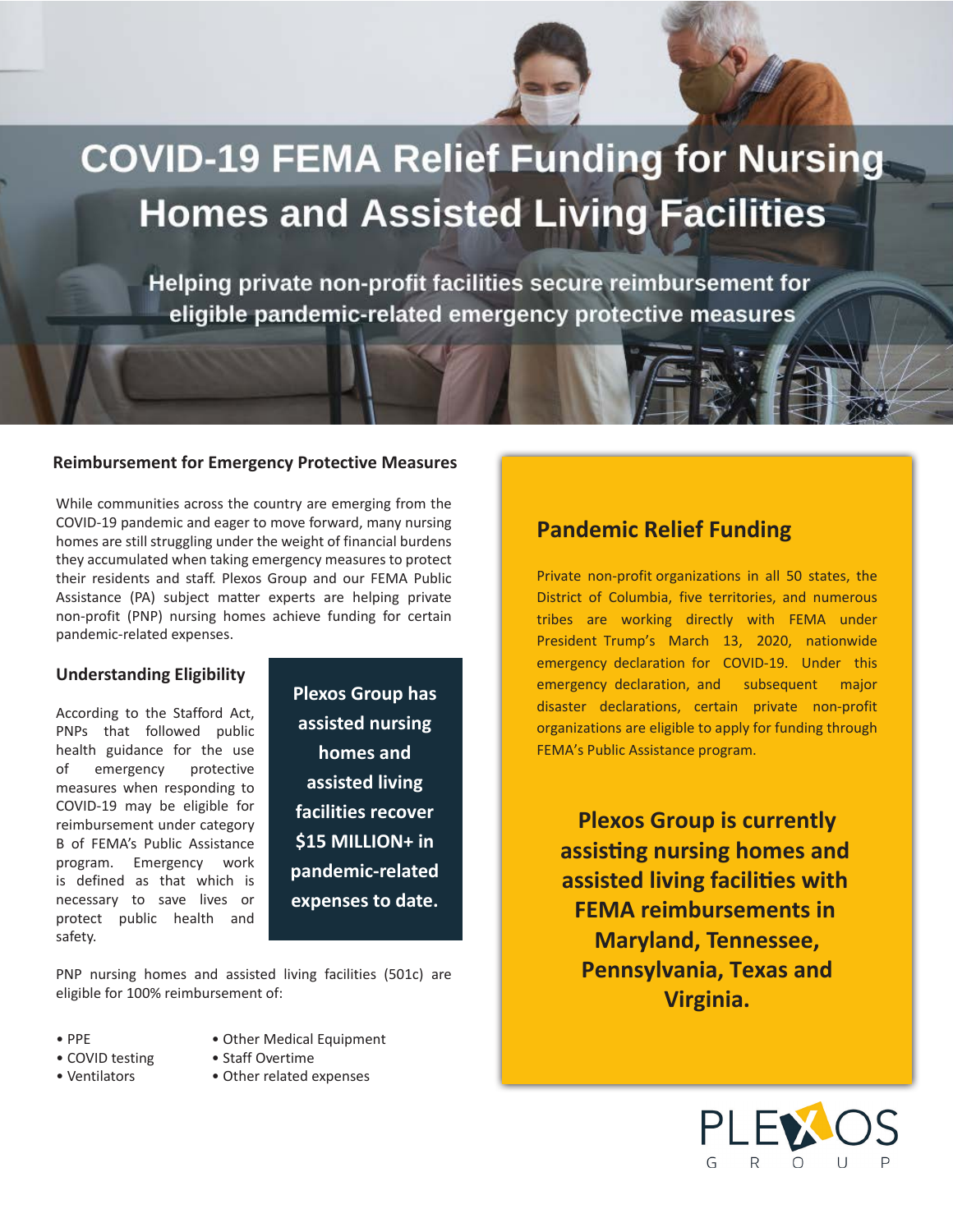# COVID-19 FEMA Relief Funding for Nursing Homes and Assisted Living Facilities

**Helping private non-profit facilities secure reimbursement for eligible pandemic-related emergency protective measures**

### Reimbursement for Emergency Protective Measures

While communities across the country are emerging from the COVID-19 pandemic and eager to move forward, many nursing homes are still struggling under the weight of financial burdens they accumulated when taking emergency measures to protect their residents and staff. Plexos Group and our FEMA Public Assistance (PA) subject matter experts are helping private non-profit (PNP) nursing homes achieve funding for certain pandemic-related expenses.

### Understanding Eligibility

According to the Stafford Act, PNPs that followed public health guidance for the use of emergency protective measures when responding to COVID-19 may be eligible for reimbursement under category B of FEMA's Public Assistance program. Emergency work is defined as that which is necessary to save lives or protect public health and safety.

**Plexos Group has assisted nursing homes and assisted living facilities recover $15 MILLION+ in pandemic-related expenses to date.**

PNP nursing homes and assisted living facilities (501c) are eligible for 100% reimbursement of:

- PPE
- COVID testing
- Ventilators
- Other Medical Equipment
- Staff Overtime
- Other related expenses

## Pandemic Relief Funding

Private non-profit organizations in all 50 states, the District of Columbia, five territories, and numerous tribes are working directly with FEMA under President Trump's March 13, 2020, nationwide emergency declaration for COVID-19. Under this emergency declaration, and subsequent major disaster declarations, certain private non-profit organizations are eligible to apply for funding through FEMA's Public Assistance program.

**Plexos Group is currently assisting nursing homes and assisted living facilities with FEMA reimbursements in Maryland, Tennessee, Pennsylvania, Texas and Virginia.**

PLEXOS GROUP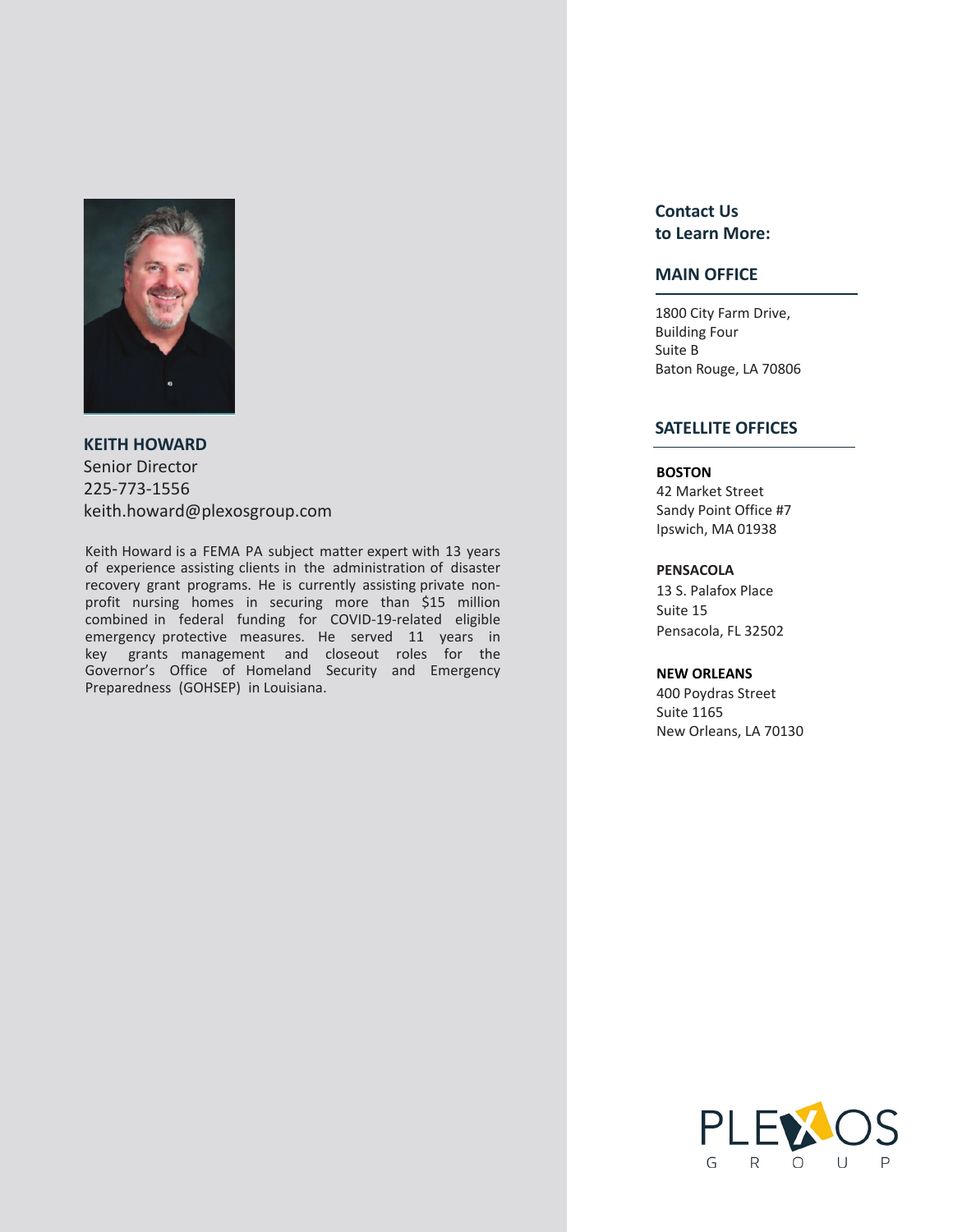**KEITH HOWARD**
Senior Director
225-773-1556
keith.howard@plexosgroup.com

Keith Howard is a FEMA PA subject matter expert with 13 years of experience assisting clients in the administration of disaster recovery grant programs. He is currently assisting private non-profit nursing homes in securing more than $15 million combined in federal funding for COVID-19-related eligible emergency protective measures. He served 11 years in key grants management and closeout roles for the Governor's Office of Homeland Security and Emergency Preparedness (GOHSEP) in Louisiana.

## Contact Us to Learn More:

### MAIN OFFICE

1800 City Farm Drive,
Building Four
Suite B
Baton Rouge, LA 70806

### SATELLITE OFFICES

**BOSTON**
42 Market Street
Sandy Point Office #7
Ipswich, MA 01938

**PENSACOLA**
13 S. Palafox Place
Suite 15
Pensacola, FL 32502

**NEW ORLEANS**
400 Poydras Street
Suite 1165
New Orleans, LA 70130

PLEXOS GROUP